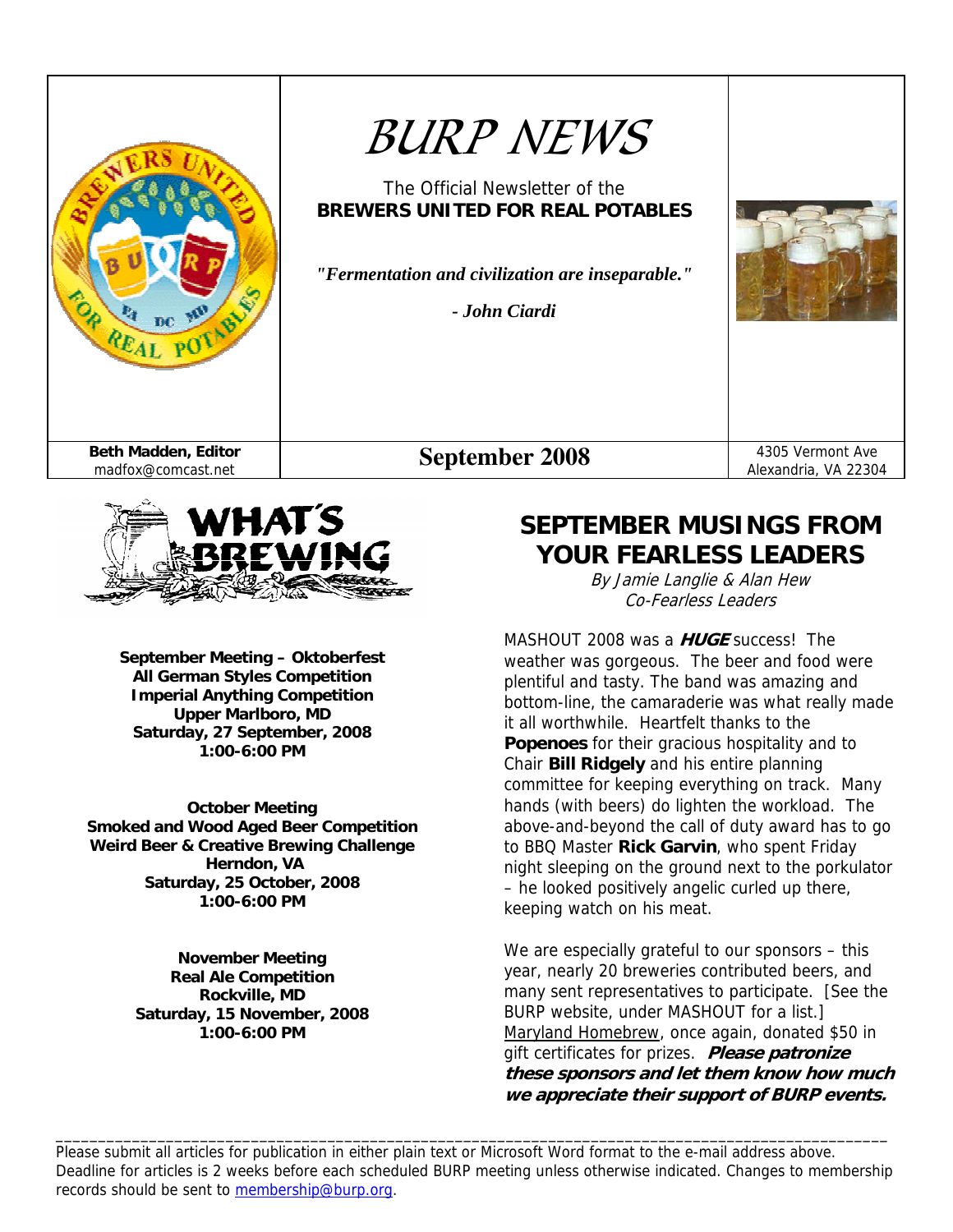# BURP NEWS

The Official Newsletter of the
**BREWERS UNITED FOR REAL POTABLES**

***"Fermentation and civilization are inseparable."***

***- John Ciardi***

**Beth Madden, Editor**
madfox@comcast.net

**September 2008**

4305 Vermont Ave
Alexandria, VA 22304

## WHAT'S BREWING

**September Meeting – Oktoberfest**
**All German Styles Competition**
**Imperial Anything Competition**
**Upper Marlboro, MD**
**Saturday, 27 September, 2008**
**1:00-6:00 PM**

**October Meeting**
**Smoked and Wood Aged Beer Competition**
**Weird Beer & Creative Brewing Challenge**
**Herndon, VA**
**Saturday, 25 October, 2008**
**1:00-6:00 PM**

**November Meeting**
**Real Ale Competition**
**Rockville, MD**
**Saturday, 15 November, 2008**
**1:00-6:00 PM**

## SEPTEMBER MUSINGS FROM YOUR FEARLESS LEADERS

*By Jamie Langlie & Alan Hew*
*Co-Fearless Leaders*

MASHOUT 2008 was a ***HUGE*** success! The weather was gorgeous. The beer and food were plentiful and tasty. The band was amazing and bottom-line, the camaraderie was what really made it all worthwhile. Heartfelt thanks to the **Popenoes** for their gracious hospitality and to Chair **Bill Ridgely** and his entire planning committee for keeping everything on track. Many hands (with beers) do lighten the workload. The above-and-beyond the call of duty award has to go to BBQ Master **Rick Garvin**, who spent Friday night sleeping on the ground next to the porkulator – he looked positively angelic curled up there, keeping watch on his meat.

We are especially grateful to our sponsors – this year, nearly 20 breweries contributed beers, and many sent representatives to participate. [See the BURP website, under MASHOUT for a list.] Maryland Homebrew, once again, donated $50 in gift certificates for prizes. ***Please patronize these sponsors and let them know how much we appreciate their support of BURP events.***

---

Please submit all articles for publication in either plain text or Microsoft Word format to the e-mail address above. Deadline for articles is 2 weeks before each scheduled BURP meeting unless otherwise indicated. Changes to membership records should be sent to membership@burp.org.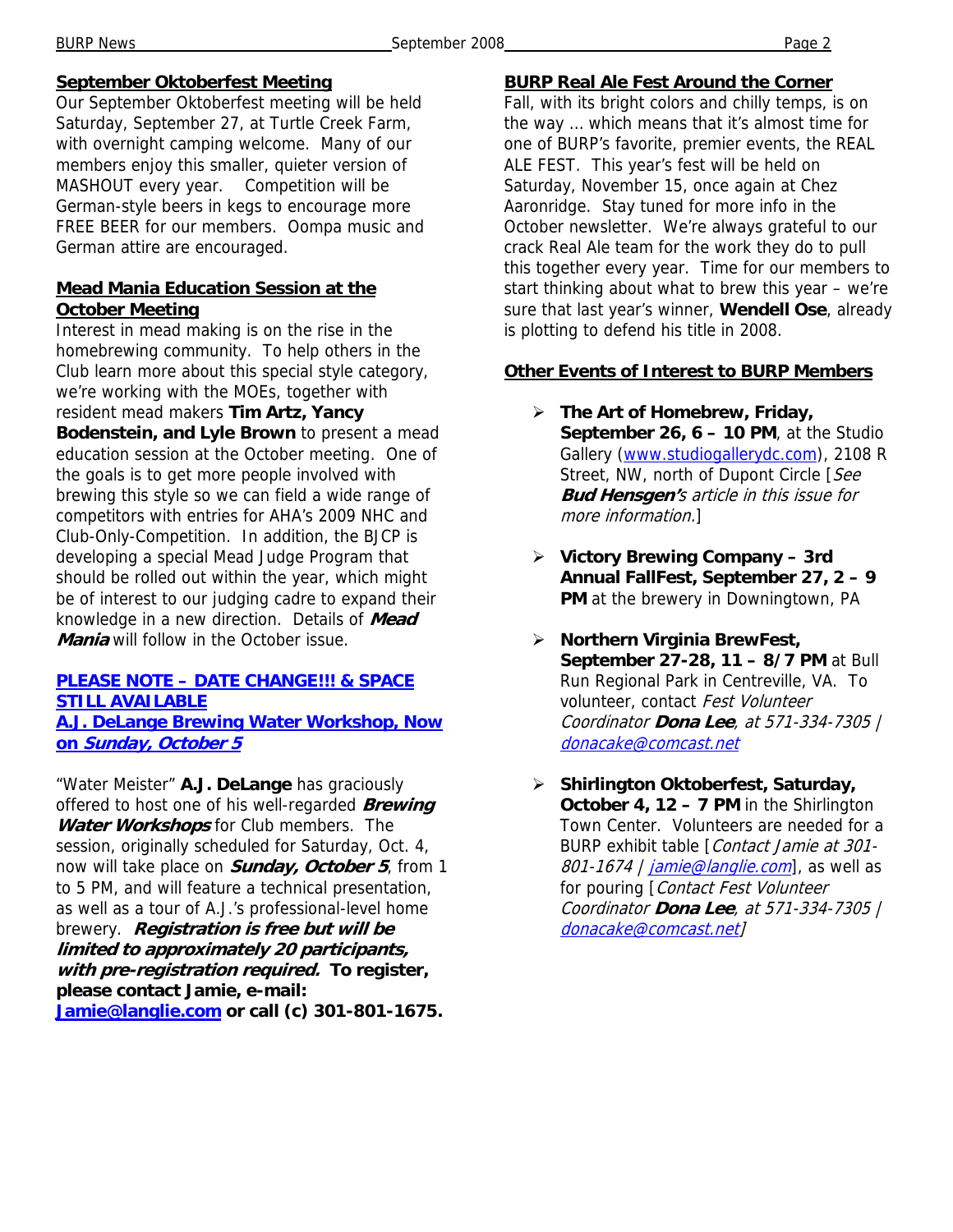## September Oktoberfest Meeting

Our September Oktoberfest meeting will be held Saturday, September 27, at Turtle Creek Farm, with overnight camping welcome. Many of our members enjoy this smaller, quieter version of MASHOUT every year. Competition will be German-style beers in kegs to encourage more FREE BEER for our members. Oompa music and German attire are encouraged.

## Mead Mania Education Session at the October Meeting

Interest in mead making is on the rise in the homebrewing community. To help others in the Club learn more about this special style category, we're working with the MOEs, together with resident mead makers **Tim Artz, Yancy Bodenstein, and Lyle Brown** to present a mead education session at the October meeting. One of the goals is to get more people involved with brewing this style so we can field a wide range of competitors with entries for AHA's 2009 NHC and Club-Only-Competition. In addition, the BJCP is developing a special Mead Judge Program that should be rolled out within the year, which might be of interest to our judging cadre to expand their knowledge in a new direction. Details of ***Mead Mania*** will follow in the October issue.

## PLEASE NOTE – DATE CHANGE!!! & SPACE STILL AVAILABLE
## A.J. DeLange Brewing Water Workshop, Now on *Sunday, October 5*

"Water Meister" **A.J. DeLange** has graciously offered to host one of his well-regarded ***Brewing Water Workshops*** for Club members. The session, originally scheduled for Saturday, Oct. 4, now will take place on ***Sunday, October 5***, from 1 to 5 PM, and will feature a technical presentation, as well as a tour of A.J.'s professional-level home brewery. ***Registration is free but will be limited to approximately 20 participants, with pre-registration required.*** **To register, please contact Jamie, e-mail: Jamie@langlie.com or call (c) 301-801-1675.**

## BURP Real Ale Fest Around the Corner

Fall, with its bright colors and chilly temps, is on the way … which means that it's almost time for one of BURP's favorite, premier events, the REAL ALE FEST. This year's fest will be held on Saturday, November 15, once again at Chez Aaronridge. Stay tuned for more info in the October newsletter. We're always grateful to our crack Real Ale team for the work they do to pull this together every year. Time for our members to start thinking about what to brew this year – we're sure that last year's winner, **Wendell Ose**, already is plotting to defend his title in 2008.

## Other Events of Interest to BURP Members

- **The Art of Homebrew, Friday, September 26, 6 – 10 PM**, at the Studio Gallery (www.studiogallerydc.com), 2108 R Street, NW, north of Dupont Circle [*See **Bud Hensgen's** article in this issue for more information.*]

- **Victory Brewing Company – 3rd Annual FallFest, September 27, 2 – 9 PM** at the brewery in Downingtown, PA

- **Northern Virginia BrewFest, September 27-28, 11 – 8/7 PM** at Bull Run Regional Park in Centreville, VA. To volunteer, contact *Fest Volunteer Coordinator **Dona Lee**, at 571-334-7305 | donacake@comcast.net*

- **Shirlington Oktoberfest, Saturday, October 4, 12 – 7 PM** in the Shirlington Town Center. Volunteers are needed for a BURP exhibit table [*Contact Jamie at 301-801-1674 | jamie@langlie.com*], as well as for pouring [*Contact Fest Volunteer Coordinator **Dona Lee**, at 571-334-7305 | donacake@comcast.net*]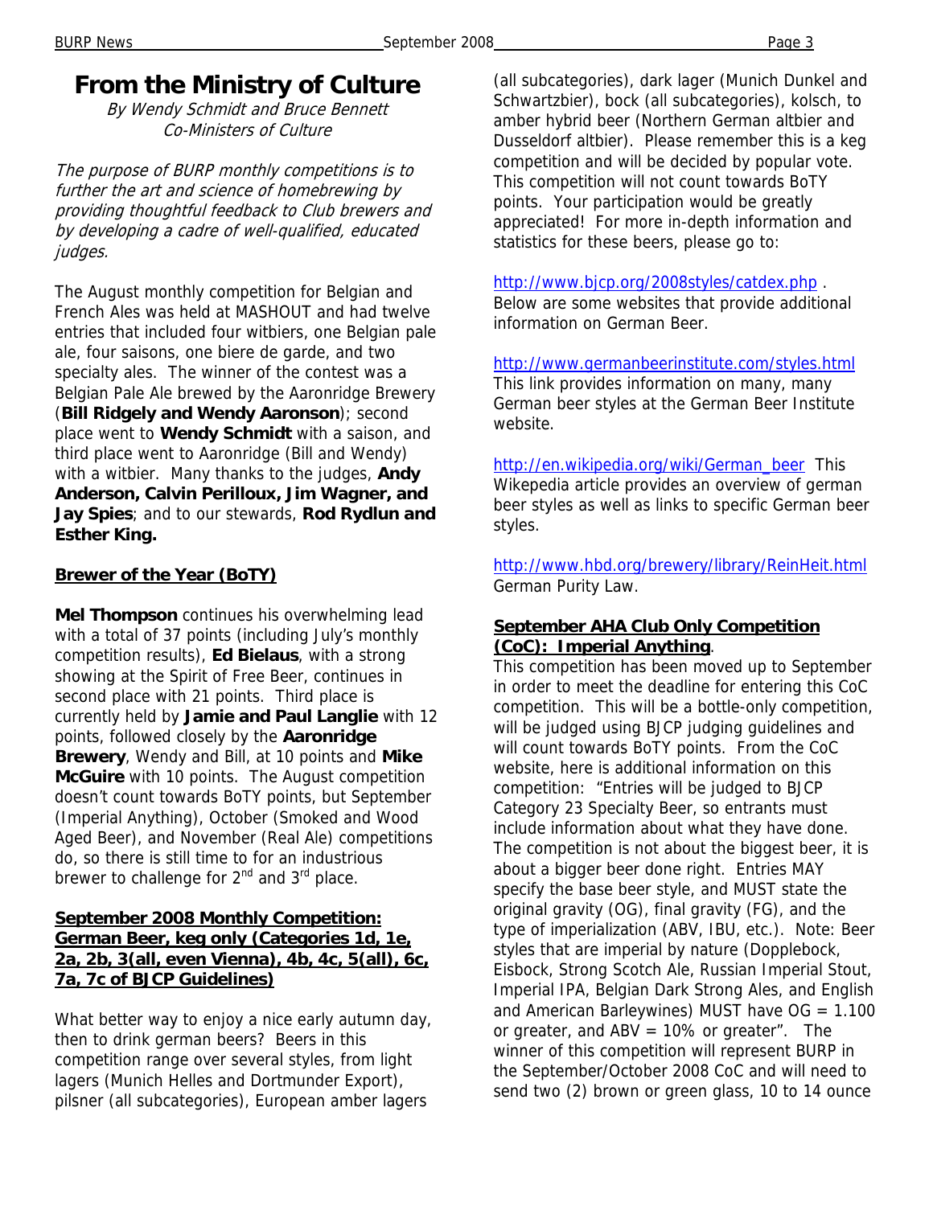# From the Ministry of Culture

*By Wendy Schmidt and Bruce Bennett*
*Co-Ministers of Culture*

*The purpose of BURP monthly competitions is to further the art and science of homebrewing by providing thoughtful feedback to Club brewers and by developing a cadre of well-qualified, educated judges.*

The August monthly competition for Belgian and French Ales was held at MASHOUT and had twelve entries that included four witbiers, one Belgian pale ale, four saisons, one biere de garde, and two specialty ales. The winner of the contest was a Belgian Pale Ale brewed by the Aaronridge Brewery (**Bill Ridgely and Wendy Aaronson**); second place went to **Wendy Schmidt** with a saison, and third place went to Aaronridge (Bill and Wendy) with a witbier. Many thanks to the judges, **Andy Anderson, Calvin Perilloux, Jim Wagner, and Jay Spies**; and to our stewards, **Rod Rydlun and Esther King.**

**Brewer of the Year (BoTY)**

**Mel Thompson** continues his overwhelming lead with a total of 37 points (including July's monthly competition results), **Ed Bielaus**, with a strong showing at the Spirit of Free Beer, continues in second place with 21 points. Third place is currently held by **Jamie and Paul Langlie** with 12 points, followed closely by the **Aaronridge Brewery**, Wendy and Bill, at 10 points and **Mike McGuire** with 10 points. The August competition doesn't count towards BoTY points, but September (Imperial Anything), October (Smoked and Wood Aged Beer), and November (Real Ale) competitions do, so there is still time to for an industrious brewer to challenge for 2nd and 3rd place.

**September 2008 Monthly Competition: German Beer, keg only (Categories 1d, 1e, 2a, 2b, 3(all, even Vienna), 4b, 4c, 5(all), 6c, 7a, 7c of BJCP Guidelines)**

What better way to enjoy a nice early autumn day, then to drink german beers? Beers in this competition range over several styles, from light lagers (Munich Helles and Dortmunder Export), pilsner (all subcategories), European amber lagers (all subcategories), dark lager (Munich Dunkel and Schwartzbier), bock (all subcategories), kolsch, to amber hybrid beer (Northern German altbier and Dusseldorf altbier). Please remember this is a keg competition and will be decided by popular vote. This competition will not count towards BoTY points. Your participation would be greatly appreciated! For more in-depth information and statistics for these beers, please go to:

http://www.bjcp.org/2008styles/catdex.php . Below are some websites that provide additional information on German Beer.

http://www.germanbeerinstitute.com/styles.html This link provides information on many, many German beer styles at the German Beer Institute website.

http://en.wikipedia.org/wiki/German_beer This Wikepedia article provides an overview of german beer styles as well as links to specific German beer styles.

http://www.hbd.org/brewery/library/ReinHeit.html German Purity Law.

**September AHA Club Only Competition (CoC): Imperial Anything**.

This competition has been moved up to September in order to meet the deadline for entering this CoC competition. This will be a bottle-only competition, will be judged using BJCP judging guidelines and will count towards BoTY points. From the CoC website, here is additional information on this competition: "Entries will be judged to BJCP Category 23 Specialty Beer, so entrants must include information about what they have done. The competition is not about the biggest beer, it is about a bigger beer done right. Entries MAY specify the base beer style, and MUST state the original gravity (OG), final gravity (FG), and the type of imperialization (ABV, IBU, etc.). Note: Beer styles that are imperial by nature (Dopplebock, Eisbock, Strong Scotch Ale, Russian Imperial Stout, Imperial IPA, Belgian Dark Strong Ales, and English and American Barleywines) MUST have OG = 1.100 or greater, and ABV = 10% or greater". The winner of this competition will represent BURP in the September/October 2008 CoC and will need to send two (2) brown or green glass, 10 to 14 ounce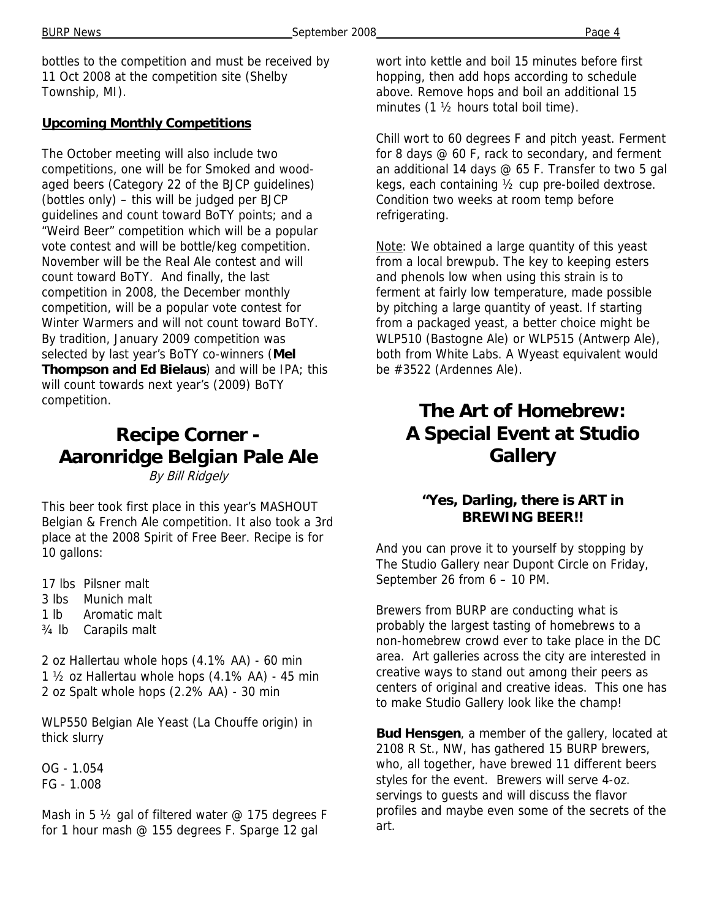bottles to the competition and must be received by 11 Oct 2008 at the competition site (Shelby Township, MI).

**Upcoming Monthly Competitions**

The October meeting will also include two competitions, one will be for Smoked and wood-aged beers (Category 22 of the BJCP guidelines) (bottles only) – this will be judged per BJCP guidelines and count toward BoTY points; and a "Weird Beer" competition which will be a popular vote contest and will be bottle/keg competition. November will be the Real Ale contest and will count toward BoTY. And finally, the last competition in 2008, the December monthly competition, will be a popular vote contest for Winter Warmers and will not count toward BoTY. By tradition, January 2009 competition was selected by last year's BoTY co-winners (**Mel Thompson and Ed Bielaus**) and will be IPA; this will count towards next year's (2009) BoTY competition.

# Recipe Corner - Aaronridge Belgian Pale Ale

*By Bill Ridgely*

This beer took first place in this year's MASHOUT Belgian & French Ale competition. It also took a 3rd place at the 2008 Spirit of Free Beer. Recipe is for 10 gallons:

17 lbs Pilsner malt
3 lbs Munich malt
1 lb Aromatic malt
¾ lb Carapils malt

2 oz Hallertau whole hops (4.1% AA) - 60 min
1 ½ oz Hallertau whole hops (4.1% AA) - 45 min
2 oz Spalt whole hops (2.2% AA) - 30 min

WLP550 Belgian Ale Yeast (La Chouffe origin) in thick slurry

OG - 1.054
FG - 1.008

Mash in 5 ½ gal of filtered water @ 175 degrees F for 1 hour mash @ 155 degrees F. Sparge 12 gal wort into kettle and boil 15 minutes before first hopping, then add hops according to schedule above. Remove hops and boil an additional 15 minutes (1 ½ hours total boil time).

Chill wort to 60 degrees F and pitch yeast. Ferment for 8 days @ 60 F, rack to secondary, and ferment an additional 14 days @ 65 F. Transfer to two 5 gal kegs, each containing ½ cup pre-boiled dextrose. Condition two weeks at room temp before refrigerating.

Note: We obtained a large quantity of this yeast from a local brewpub. The key to keeping esters and phenols low when using this strain is to ferment at fairly low temperature, made possible by pitching a large quantity of yeast. If starting from a packaged yeast, a better choice might be WLP510 (Bastogne Ale) or WLP515 (Antwerp Ale), both from White Labs. A Wyeast equivalent would be #3522 (Ardennes Ale).

# The Art of Homebrew: A Special Event at Studio Gallery

### "Yes, Darling, there is ART in BREWING BEER!!

And you can prove it to yourself by stopping by The Studio Gallery near Dupont Circle on Friday, September 26 from 6 – 10 PM.

Brewers from BURP are conducting what is probably the largest tasting of homebrews to a non-homebrew crowd ever to take place in the DC area. Art galleries across the city are interested in creative ways to stand out among their peers as centers of original and creative ideas. This one has to make Studio Gallery look like the champ!

**Bud Hensgen**, a member of the gallery, located at 2108 R St., NW, has gathered 15 BURP brewers, who, all together, have brewed 11 different beers styles for the event. Brewers will serve 4-oz. servings to guests and will discuss the flavor profiles and maybe even some of the secrets of the art.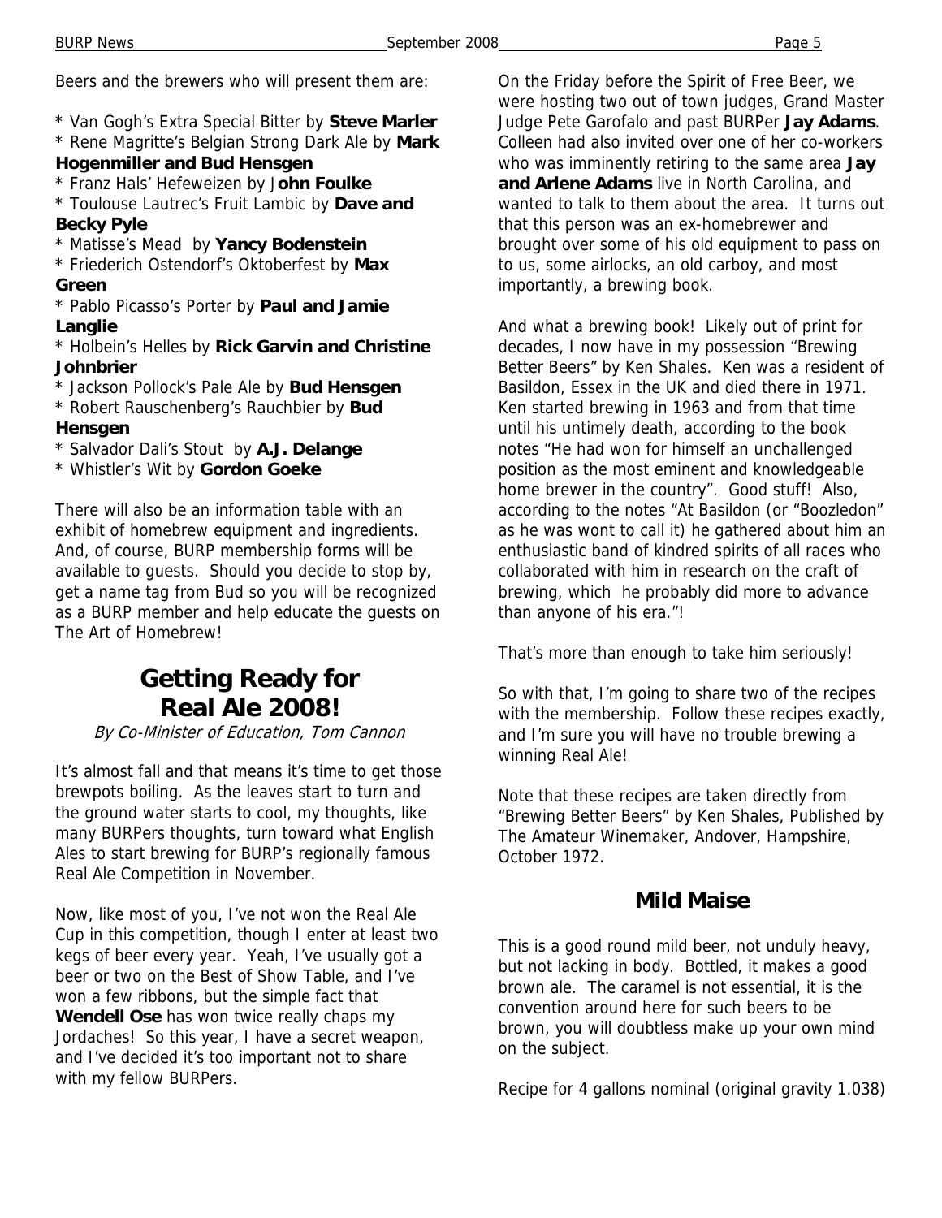Beers and the brewers who will present them are:

* Van Gogh's Extra Special Bitter by **Steve Marler**
* Rene Magritte's Belgian Strong Dark Ale by **Mark Hogenmiller and Bud Hensgen**
* Franz Hals' Hefeweizen by J**ohn Foulke**
* Toulouse Lautrec's Fruit Lambic by **Dave and Becky Pyle**
* Matisse's Mead by **Yancy Bodenstein**
* Friederich Ostendorf's Oktoberfest by **Max Green**
* Pablo Picasso's Porter by **Paul and Jamie Langlie**
* Holbein's Helles by **Rick Garvin and Christine Johnbrier**
* Jackson Pollock's Pale Ale by **Bud Hensgen**
* Robert Rauschenberg's Rauchbier by **Bud Hensgen**
* Salvador Dali's Stout by **A.J. Delange**
* Whistler's Wit by **Gordon Goeke**

There will also be an information table with an exhibit of homebrew equipment and ingredients. And, of course, BURP membership forms will be available to guests. Should you decide to stop by, get a name tag from Bud so you will be recognized as a BURP member and help educate the guests on The Art of Homebrew!

## Getting Ready for Real Ale 2008!

*By Co-Minister of Education, Tom Cannon*

It's almost fall and that means it's time to get those brewpots boiling. As the leaves start to turn and the ground water starts to cool, my thoughts, like many BURPers thoughts, turn toward what English Ales to start brewing for BURP's regionally famous Real Ale Competition in November.

Now, like most of you, I've not won the Real Ale Cup in this competition, though I enter at least two kegs of beer every year. Yeah, I've usually got a beer or two on the Best of Show Table, and I've won a few ribbons, but the simple fact that **Wendell Ose** has won twice really chaps my Jordaches! So this year, I have a secret weapon, and I've decided it's too important not to share with my fellow BURPers.

On the Friday before the Spirit of Free Beer, we were hosting two out of town judges, Grand Master Judge Pete Garofalo and past BURPer **Jay Adams**. Colleen had also invited over one of her co-workers who was imminently retiring to the same area **Jay and Arlene Adams** live in North Carolina, and wanted to talk to them about the area. It turns out that this person was an ex-homebrewer and brought over some of his old equipment to pass on to us, some airlocks, an old carboy, and most importantly, a brewing book.

And what a brewing book! Likely out of print for decades, I now have in my possession "Brewing Better Beers" by Ken Shales. Ken was a resident of Basildon, Essex in the UK and died there in 1971. Ken started brewing in 1963 and from that time until his untimely death, according to the book notes "He had won for himself an unchallenged position as the most eminent and knowledgeable home brewer in the country". Good stuff! Also, according to the notes "At Basildon (or "Boozledon" as he was wont to call it) he gathered about him an enthusiastic band of kindred spirits of all races who collaborated with him in research on the craft of brewing, which he probably did more to advance than anyone of his era."!

That's more than enough to take him seriously!

So with that, I'm going to share two of the recipes with the membership. Follow these recipes exactly, and I'm sure you will have no trouble brewing a winning Real Ale!

Note that these recipes are taken directly from "Brewing Better Beers" by Ken Shales, Published by The Amateur Winemaker, Andover, Hampshire, October 1972.

### Mild Maise

This is a good round mild beer, not unduly heavy, but not lacking in body. Bottled, it makes a good brown ale. The caramel is not essential, it is the convention around here for such beers to be brown, you will doubtless make up your own mind on the subject.

Recipe for 4 gallons nominal (original gravity 1.038)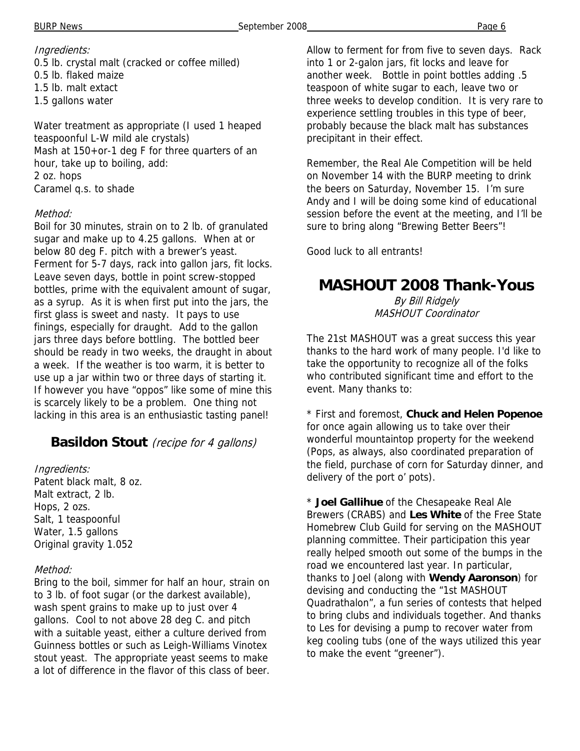*Ingredients:*
0.5 lb. crystal malt (cracked or coffee milled)
0.5 lb. flaked maize
1.5 lb. malt extract
1.5 gallons water

Water treatment as appropriate (I used 1 heaped teaspoonful L-W mild ale crystals)
Mash at 150+or-1 deg F for three quarters of an hour, take up to boiling, add:
2 oz. hops
Caramel q.s. to shade

*Method:*
Boil for 30 minutes, strain on to 2 lb. of granulated sugar and make up to 4.25 gallons. When at or below 80 deg F. pitch with a brewer's yeast. Ferment for 5-7 days, rack into gallon jars, fit locks. Leave seven days, bottle in point screw-stopped bottles, prime with the equivalent amount of sugar, as a syrup. As it is when first put into the jars, the first glass is sweet and nasty. It pays to use finings, especially for draught. Add to the gallon jars three days before bottling. The bottled beer should be ready in two weeks, the draught in about a week. If the weather is too warm, it is better to use up a jar within two or three days of starting it. If however you have "oppos" like some of mine this is scarcely likely to be a problem. One thing not lacking in this area is an enthusiastic tasting panel!

## Basildon Stout *(recipe for 4 gallons)*

*Ingredients:*
Patent black malt, 8 oz.
Malt extract, 2 lb.
Hops, 2 ozs.
Salt, 1 teaspoonful
Water, 1.5 gallons
Original gravity 1.052

*Method:*
Bring to the boil, simmer for half an hour, strain on to 3 lb. of foot sugar (or the darkest available), wash spent grains to make up to just over 4 gallons. Cool to not above 28 deg C. and pitch with a suitable yeast, either a culture derived from Guinness bottles or such as Leigh-Williams Vinotex stout yeast. The appropriate yeast seems to make a lot of difference in the flavor of this class of beer. Allow to ferment for from five to seven days. Rack into 1 or 2-galon jars, fit locks and leave for another week. Bottle in point bottles adding .5 teaspoon of white sugar to each, leave two or three weeks to develop condition. It is very rare to experience settling troubles in this type of beer, probably because the black malt has substances precipitant in their effect.

Remember, the Real Ale Competition will be held on November 14 with the BURP meeting to drink the beers on Saturday, November 15. I'm sure Andy and I will be doing some kind of educational session before the event at the meeting, and I'll be sure to bring along "Brewing Better Beers"!

Good luck to all entrants!

# MASHOUT 2008 Thank-Yous

*By Bill Ridgely*
*MASHOUT Coordinator*

The 21st MASHOUT was a great success this year thanks to the hard work of many people. I'd like to take the opportunity to recognize all of the folks who contributed significant time and effort to the event. Many thanks to:

* First and foremost, **Chuck and Helen Popenoe** for once again allowing us to take over their wonderful mountaintop property for the weekend (Pops, as always, also coordinated preparation of the field, purchase of corn for Saturday dinner, and delivery of the port o' pots).

* **Joel Gallihue** of the Chesapeake Real Ale Brewers (CRABS) and **Les White** of the Free State Homebrew Club Guild for serving on the MASHOUT planning committee. Their participation this year really helped smooth out some of the bumps in the road we encountered last year. In particular, thanks to Joel (along with **Wendy Aaronson**) for devising and conducting the "1st MASHOUT Quadrathalon", a fun series of contests that helped to bring clubs and individuals together. And thanks to Les for devising a pump to recover water from keg cooling tubs (one of the ways utilized this year to make the event "greener").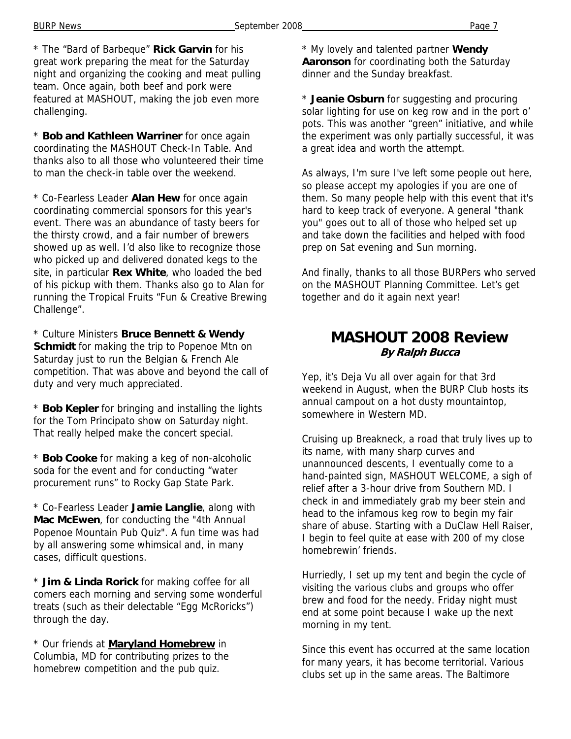* The "Bard of Barbeque" **Rick Garvin** for his great work preparing the meat for the Saturday night and organizing the cooking and meat pulling team. Once again, both beef and pork were featured at MASHOUT, making the job even more challenging.

* **Bob and Kathleen Warriner** for once again coordinating the MASHOUT Check-In Table. And thanks also to all those who volunteered their time to man the check-in table over the weekend.

* Co-Fearless Leader **Alan Hew** for once again coordinating commercial sponsors for this year's event. There was an abundance of tasty beers for the thirsty crowd, and a fair number of brewers showed up as well. I'd also like to recognize those who picked up and delivered donated kegs to the site, in particular **Rex White**, who loaded the bed of his pickup with them. Thanks also go to Alan for running the Tropical Fruits "Fun & Creative Brewing Challenge".

* Culture Ministers **Bruce Bennett & Wendy Schmidt** for making the trip to Popenoe Mtn on Saturday just to run the Belgian & French Ale competition. That was above and beyond the call of duty and very much appreciated.

* **Bob Kepler** for bringing and installing the lights for the Tom Principato show on Saturday night. That really helped make the concert special.

* **Bob Cooke** for making a keg of non-alcoholic soda for the event and for conducting "water procurement runs" to Rocky Gap State Park.

* Co-Fearless Leader **Jamie Langlie**, along with **Mac McEwen**, for conducting the "4th Annual Popenoe Mountain Pub Quiz". A fun time was had by all answering some whimsical and, in many cases, difficult questions.

* **Jim & Linda Rorick** for making coffee for all comers each morning and serving some wonderful treats (such as their delectable "Egg McRoricks") through the day.

* Our friends at **Maryland Homebrew** in Columbia, MD for contributing prizes to the homebrew competition and the pub quiz.

* My lovely and talented partner **Wendy Aaronson** for coordinating both the Saturday dinner and the Sunday breakfast.

* **Jeanie Osburn** for suggesting and procuring solar lighting for use on keg row and in the port o' pots. This was another "green" initiative, and while the experiment was only partially successful, it was a great idea and worth the attempt.

As always, I'm sure I've left some people out here, so please accept my apologies if you are one of them. So many people help with this event that it's hard to keep track of everyone. A general "thank you" goes out to all of those who helped set up and take down the facilities and helped with food prep on Sat evening and Sun morning.

And finally, thanks to all those BURPers who served on the MASHOUT Planning Committee. Let's get together and do it again next year!

## MASHOUT 2008 Review

***By Ralph Bucca***

Yep, it's Deja Vu all over again for that 3rd weekend in August, when the BURP Club hosts its annual campout on a hot dusty mountaintop, somewhere in Western MD.

Cruising up Breakneck, a road that truly lives up to its name, with many sharp curves and unannounced descents, I eventually come to a hand-painted sign, MASHOUT WELCOME, a sigh of relief after a 3-hour drive from Southern MD. I check in and immediately grab my beer stein and head to the infamous keg row to begin my fair share of abuse. Starting with a DuClaw Hell Raiser, I begin to feel quite at ease with 200 of my close homebrewin' friends.

Hurriedly, I set up my tent and begin the cycle of visiting the various clubs and groups who offer brew and food for the needy. Friday night must end at some point because I wake up the next morning in my tent.

Since this event has occurred at the same location for many years, it has become territorial. Various clubs set up in the same areas. The Baltimore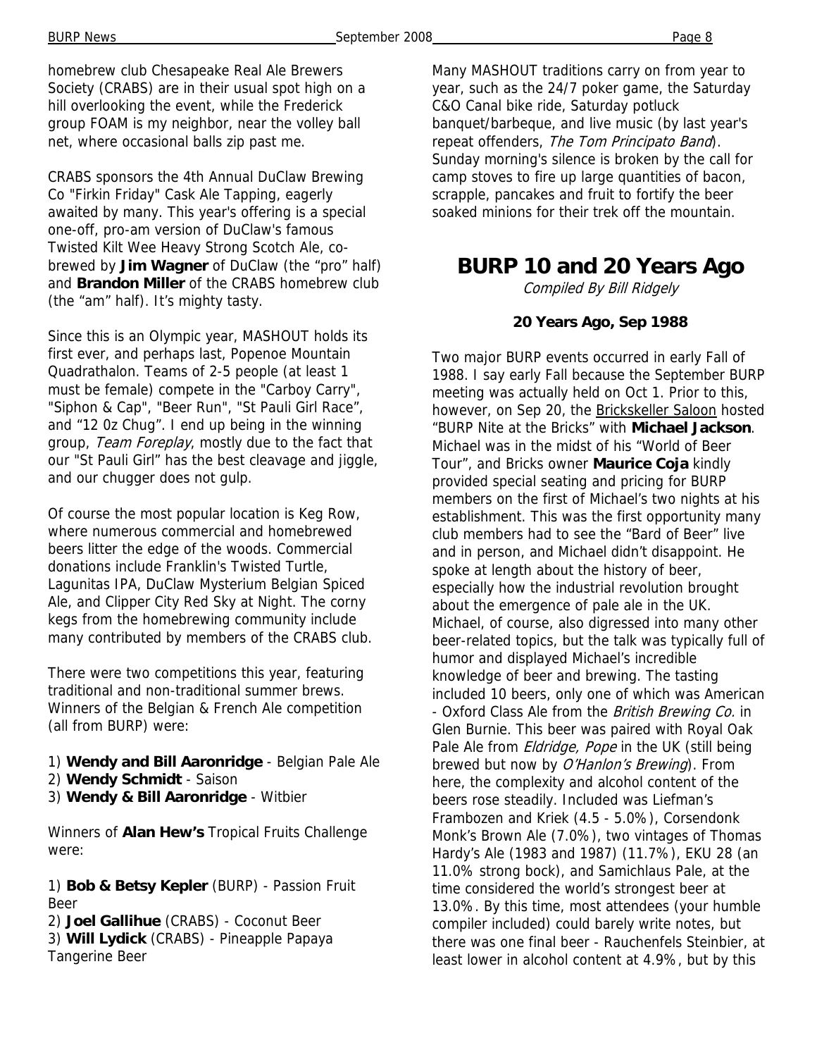homebrew club Chesapeake Real Ale Brewers Society (CRABS) are in their usual spot high on a hill overlooking the event, while the Frederick group FOAM is my neighbor, near the volley ball net, where occasional balls zip past me.

CRABS sponsors the 4th Annual DuClaw Brewing Co "Firkin Friday" Cask Ale Tapping, eagerly awaited by many. This year's offering is a special one-off, pro-am version of DuClaw's famous Twisted Kilt Wee Heavy Strong Scotch Ale, co-brewed by **Jim Wagner** of DuClaw (the "pro" half) and **Brandon Miller** of the CRABS homebrew club (the "am" half). It's mighty tasty.

Since this is an Olympic year, MASHOUT holds its first ever, and perhaps last, Popenoe Mountain Quadrathalon. Teams of 2-5 people (at least 1 must be female) compete in the "Carboy Carry", "Siphon & Cap", "Beer Run", "St Pauli Girl Race", and "12 0z Chug". I end up being in the winning group, *Team Foreplay*, mostly due to the fact that our "St Pauli Girl" has the best cleavage and jiggle, and our chugger does not gulp.

Of course the most popular location is Keg Row, where numerous commercial and homebrewed beers litter the edge of the woods. Commercial donations include Franklin's Twisted Turtle, Lagunitas IPA, DuClaw Mysterium Belgian Spiced Ale, and Clipper City Red Sky at Night. The corny kegs from the homebrewing community include many contributed by members of the CRABS club.

There were two competitions this year, featuring traditional and non-traditional summer brews. Winners of the Belgian & French Ale competition (all from BURP) were:

1) **Wendy and Bill Aaronridge** - Belgian Pale Ale
2) **Wendy Schmidt** - Saison
3) **Wendy & Bill Aaronridge** - Witbier

Winners of **Alan Hew's** Tropical Fruits Challenge were:

1) **Bob & Betsy Kepler** (BURP) - Passion Fruit Beer
2) **Joel Gallihue** (CRABS) - Coconut Beer
3) **Will Lydick** (CRABS) - Pineapple Papaya Tangerine Beer

Many MASHOUT traditions carry on from year to year, such as the 24/7 poker game, the Saturday C&O Canal bike ride, Saturday potluck banquet/barbeque, and live music (by last year's repeat offenders, *The Tom Principato Band*). Sunday morning's silence is broken by the call for camp stoves to fire up large quantities of bacon, scrapple, pancakes and fruit to fortify the beer soaked minions for their trek off the mountain.

# BURP 10 and 20 Years Ago

*Compiled By Bill Ridgely*

### 20 Years Ago, Sep 1988

Two major BURP events occurred in early Fall of 1988. I say early Fall because the September BURP meeting was actually held on Oct 1. Prior to this, however, on Sep 20, the Brickskeller Saloon hosted "BURP Nite at the Bricks" with **Michael Jackson**. Michael was in the midst of his "World of Beer Tour", and Bricks owner **Maurice Coja** kindly provided special seating and pricing for BURP members on the first of Michael's two nights at his establishment. This was the first opportunity many club members had to see the "Bard of Beer" live and in person, and Michael didn't disappoint. He spoke at length about the history of beer, especially how the industrial revolution brought about the emergence of pale ale in the UK. Michael, of course, also digressed into many other beer-related topics, but the talk was typically full of humor and displayed Michael's incredible knowledge of beer and brewing. The tasting included 10 beers, only one of which was American - Oxford Class Ale from the *British Brewing Co.* in Glen Burnie. This beer was paired with Royal Oak Pale Ale from *Eldridge, Pope* in the UK (still being brewed but now by *O'Hanlon's Brewing*). From here, the complexity and alcohol content of the beers rose steadily. Included was Liefman's Frambozen and Kriek (4.5 - 5.0%), Corsendonk Monk's Brown Ale (7.0%), two vintages of Thomas Hardy's Ale (1983 and 1987) (11.7%), EKU 28 (an 11.0% strong bock), and Samichlaus Pale, at the time considered the world's strongest beer at 13.0%. By this time, most attendees (your humble compiler included) could barely write notes, but there was one final beer - Rauchenfels Steinbier, at least lower in alcohol content at 4.9%, but by this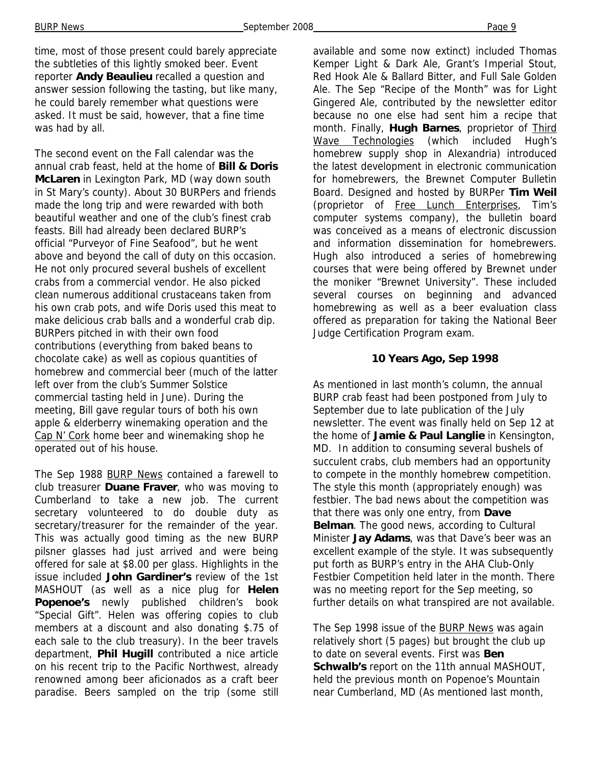time, most of those present could barely appreciate the subtleties of this lightly smoked beer. Event reporter **Andy Beaulieu** recalled a question and answer session following the tasting, but like many, he could barely remember what questions were asked. It must be said, however, that a fine time was had by all.

The second event on the Fall calendar was the annual crab feast, held at the home of **Bill & Doris McLaren** in Lexington Park, MD (way down south in St Mary's county). About 30 BURPers and friends made the long trip and were rewarded with both beautiful weather and one of the club's finest crab feasts. Bill had already been declared BURP's official "Purveyor of Fine Seafood", but he went above and beyond the call of duty on this occasion. He not only procured several bushels of excellent crabs from a commercial vendor. He also picked clean numerous additional crustaceans taken from his own crab pots, and wife Doris used this meat to make delicious crab balls and a wonderful crab dip. BURPers pitched in with their own food contributions (everything from baked beans to chocolate cake) as well as copious quantities of homebrew and commercial beer (much of the latter left over from the club's Summer Solstice commercial tasting held in June). During the meeting, Bill gave regular tours of both his own apple & elderberry winemaking operation and the Cap N' Cork home beer and winemaking shop he operated out of his house.

The Sep 1988 BURP News contained a farewell to club treasurer **Duane Fraver**, who was moving to Cumberland to take a new job. The current secretary volunteered to do double duty as secretary/treasurer for the remainder of the year. This was actually good timing as the new BURP pilsner glasses had just arrived and were being offered for sale at $8.00 per glass. Highlights in the issue included **John Gardiner's** review of the 1st MASHOUT (as well as a nice plug for **Helen Popenoe's** newly published children's book "Special Gift". Helen was offering copies to club members at a discount and also donating $.75 of each sale to the club treasury). In the beer travels department, **Phil Hugill** contributed a nice article on his recent trip to the Pacific Northwest, already renowned among beer aficionados as a craft beer paradise. Beers sampled on the trip (some still available and some now extinct) included Thomas Kemper Light & Dark Ale, Grant's Imperial Stout, Red Hook Ale & Ballard Bitter, and Full Sale Golden Ale. The Sep "Recipe of the Month" was for Light Gingered Ale, contributed by the newsletter editor because no one else had sent him a recipe that month. Finally, **Hugh Barnes**, proprietor of Third Wave Technologies (which included Hugh's homebrew supply shop in Alexandria) introduced the latest development in electronic communication for homebrewers, the Brewnet Computer Bulletin Board. Designed and hosted by BURPer **Tim Weil** (proprietor of Free Lunch Enterprises, Tim's computer systems company), the bulletin board was conceived as a means of electronic discussion and information dissemination for homebrewers. Hugh also introduced a series of homebrewing courses that were being offered by Brewnet under the moniker "Brewnet University". These included several courses on beginning and advanced homebrewing as well as a beer evaluation class offered as preparation for taking the National Beer Judge Certification Program exam.

### 10 Years Ago, Sep 1998

As mentioned in last month's column, the annual BURP crab feast had been postponed from July to September due to late publication of the July newsletter. The event was finally held on Sep 12 at the home of **Jamie & Paul Langlie** in Kensington, MD. In addition to consuming several bushels of succulent crabs, club members had an opportunity to compete in the monthly homebrew competition. The style this month (appropriately enough) was festbier. The bad news about the competition was that there was only one entry, from **Dave Belman**. The good news, according to Cultural Minister **Jay Adams**, was that Dave's beer was an excellent example of the style. It was subsequently put forth as BURP's entry in the AHA Club-Only Festbier Competition held later in the month. There was no meeting report for the Sep meeting, so further details on what transpired are not available.

The Sep 1998 issue of the BURP News was again relatively short (5 pages) but brought the club up to date on several events. First was **Ben Schwalb's** report on the 11th annual MASHOUT, held the previous month on Popenoe's Mountain near Cumberland, MD (As mentioned last month,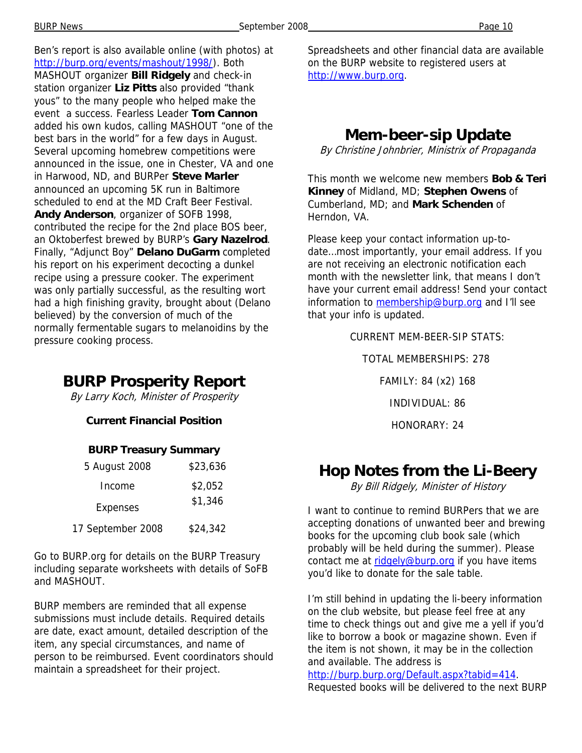Ben's report is also available online (with photos) at http://burp.org/events/mashout/1998/). Both MASHOUT organizer **Bill Ridgely** and check-in station organizer **Liz Pitts** also provided "thank yous" to the many people who helped make the event a success. Fearless Leader **Tom Cannon** added his own kudos, calling MASHOUT "one of the best bars in the world" for a few days in August. Several upcoming homebrew competitions were announced in the issue, one in Chester, VA and one in Harwood, ND, and BURPer **Steve Marler** announced an upcoming 5K run in Baltimore scheduled to end at the MD Craft Beer Festival. **Andy Anderson**, organizer of SOFB 1998, contributed the recipe for the 2nd place BOS beer, an Oktoberfest brewed by BURP's **Gary Nazelrod**. Finally, "Adjunct Boy" **Delano DuGarm** completed his report on his experiment decocting a dunkel recipe using a pressure cooker. The experiment was only partially successful, as the resulting wort had a high finishing gravity, brought about (Delano believed) by the conversion of much of the normally fermentable sugars to melanoidins by the pressure cooking process.

## BURP Prosperity Report

*By Larry Koch, Minister of Prosperity*

**Current Financial Position**

**BURP Treasury Summary**

| | |
|---|---|
| 5 August 2008 | $23,636 |
| Income | $2,052 |
| Expenses | $1,346 |
| 17 September 2008 | $24,342 |

Go to BURP.org for details on the BURP Treasury including separate worksheets with details of SoFB and MASHOUT.

BURP members are reminded that all expense submissions must include details. Required details are date, exact amount, detailed description of the item, any special circumstances, and name of person to be reimbursed. Event coordinators should maintain a spreadsheet for their project.

Spreadsheets and other financial data are available on the BURP website to registered users at http://www.burp.org.

## Mem-beer-sip Update

*By Christine Johnbrier, Ministrix of Propaganda*

This month we welcome new members **Bob & Teri Kinney** of Midland, MD; **Stephen Owens** of Cumberland, MD; and **Mark Schenden** of Herndon, VA.

Please keep your contact information up-to-date…most importantly, your email address. If you are not receiving an electronic notification each month with the newsletter link, that means I don't have your current email address! Send your contact information to membership@burp.org and I'll see that your info is updated.

CURRENT MEM-BEER-SIP STATS:

TOTAL MEMBERSHIPS: 278

FAMILY: 84 (x2) 168

INDIVIDUAL: 86

HONORARY: 24

## Hop Notes from the Li-Beery

*By Bill Ridgely, Minister of History*

I want to continue to remind BURPers that we are accepting donations of unwanted beer and brewing books for the upcoming club book sale (which probably will be held during the summer). Please contact me at ridgely@burp.org if you have items you'd like to donate for the sale table.

I'm still behind in updating the li-beery information on the club website, but please feel free at any time to check things out and give me a yell if you'd like to borrow a book or magazine shown. Even if the item is not shown, it may be in the collection and available. The address is http://burp.burp.org/Default.aspx?tabid=414. Requested books will be delivered to the next BURP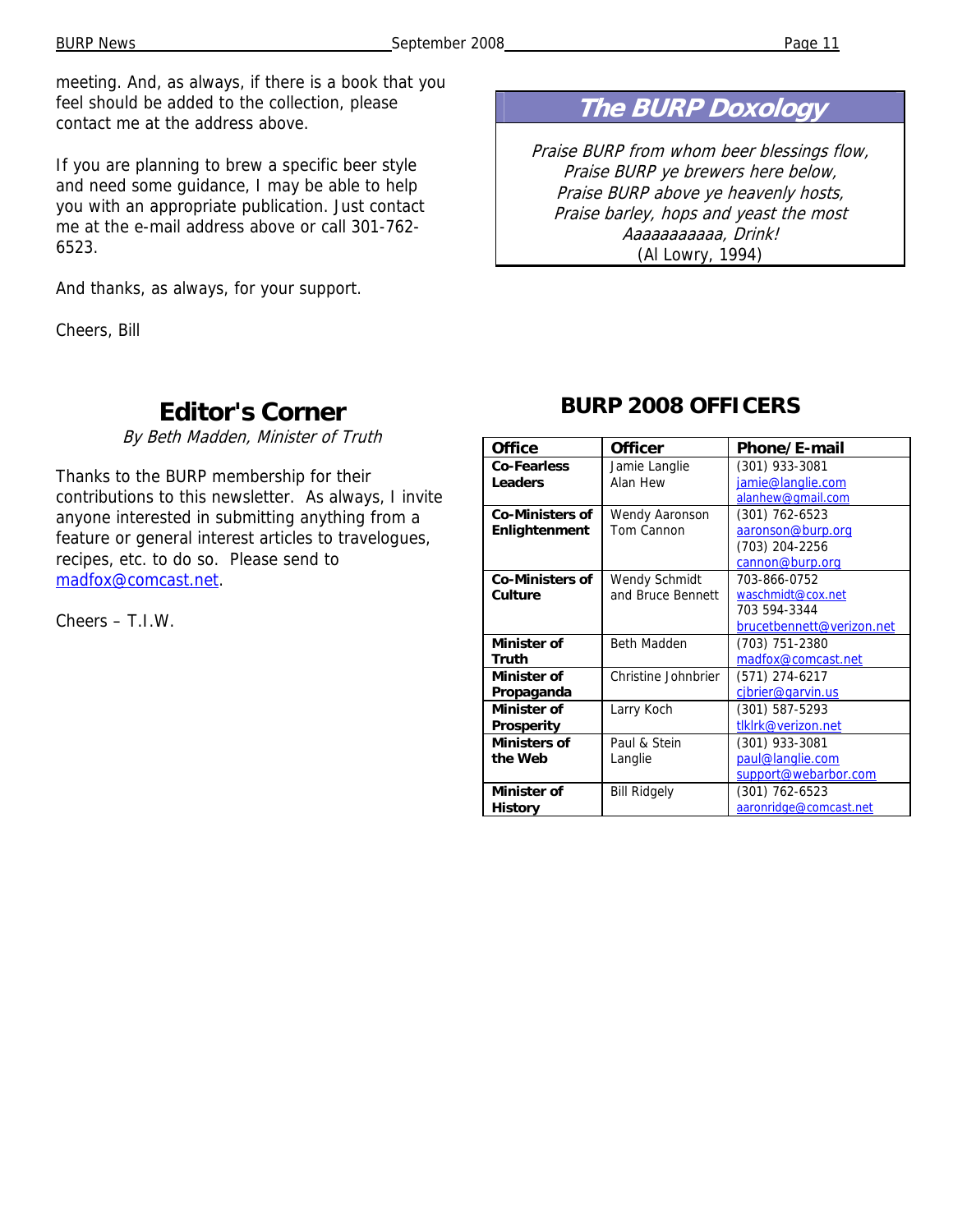meeting. And, as always, if there is a book that you feel should be added to the collection, please contact me at the address above.

If you are planning to brew a specific beer style and need some guidance, I may be able to help you with an appropriate publication. Just contact me at the e-mail address above or call 301-762-6523.

And thanks, as always, for your support.

Cheers, Bill

## The BURP Doxology

*Praise BURP from whom beer blessings flow,*
*Praise BURP ye brewers here below,*
*Praise BURP above ye heavenly hosts,*
*Praise barley, hops and yeast the most*
*Aaaaaaaaaaa, Drink!*
(Al Lowry, 1994)

## Editor's Corner

*By Beth Madden, Minister of Truth*

Thanks to the BURP membership for their contributions to this newsletter. As always, I invite anyone interested in submitting anything from a feature or general interest articles to travelogues, recipes, etc. to do so. Please send to madfox@comcast.net.

Cheers – T.I.W.

## BURP 2008 OFFICERS

| Office | Officer | Phone/E-mail |
|---|---|---|
| **Co-Fearless Leaders** | Jamie Langlie<br>Alan Hew | (301) 933-3081<br>jamie@langlie.com<br>alanhew@gmail.com |
| **Co-Ministers of Enlightenment** | Wendy Aaronson<br>Tom Cannon | (301) 762-6523<br>aaronson@burp.org<br>(703) 204-2256<br>cannon@burp.org |
| **Co-Ministers of Culture** | Wendy Schmidt and Bruce Bennett | 703-866-0752<br>waschmidt@cox.net<br>703 594-3344<br>brucetbennett@verizon.net |
| **Minister of Truth** | Beth Madden | (703) 751-2380<br>madfox@comcast.net |
| **Minister of Propaganda** | Christine Johnbrier | (571) 274-6217<br>cjbrier@garvin.us |
| **Minister of Prosperity** | Larry Koch | (301) 587-5293<br>tlklrk@verizon.net |
| **Ministers of the Web** | Paul & Stein Langlie | (301) 933-3081<br>paul@langlie.com<br>support@webarbor.com |
| **Minister of History** | Bill Ridgely | (301) 762-6523<br>aaronridge@comcast.net |